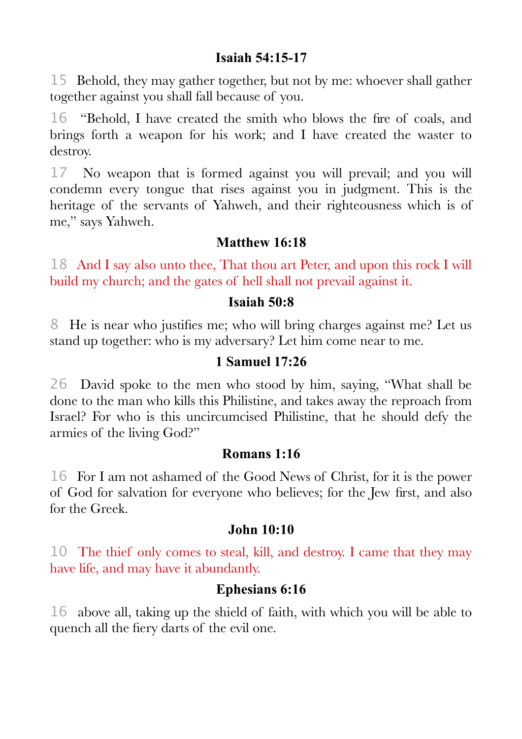### Isaiah 54:15-17

15 Behold, they may gather together, but not by me: whoever shall gather together against you shall fall because of you.

16 "Behold, I have created the smith who blows the fire of coals, and brings forth a weapon for his work; and I have created the waster to destroy.

17 No weapon that is formed against you will prevail; and you will condemn every tongue that rises against you in judgment. This is the heritage of the servants of Yahweh, and their righteousness which is of me," says Yahweh.

### Matthew 16:18

18 And I say also unto thee, That thou art Peter, and upon this rock I will build my church; and the gates of hell shall not prevail against it.

### Isaiah 50:8

8 He is near who justifies me; who will bring charges against me? Let us stand up together: who is my adversary? Let him come near to me.

### 1 Samuel 17:26

26 David spoke to the men who stood by him, saying, "What shall be done to the man who kills this Philistine, and takes away the reproach from Israel? For who is this uncircumcised Philistine, that he should defy the armies of the living God?"

### Romans 1:16

16 For I am not ashamed of the Good News of Christ, for it is the power of God for salvation for everyone who believes; for the Jew first, and also for the Greek.

### John 10:10

10 The thief only comes to steal, kill, and destroy. I came that they may have life, and may have it abundantly.

### Ephesians 6:16

16 above all, taking up the shield of faith, with which you will be able to quench all the fiery darts of the evil one.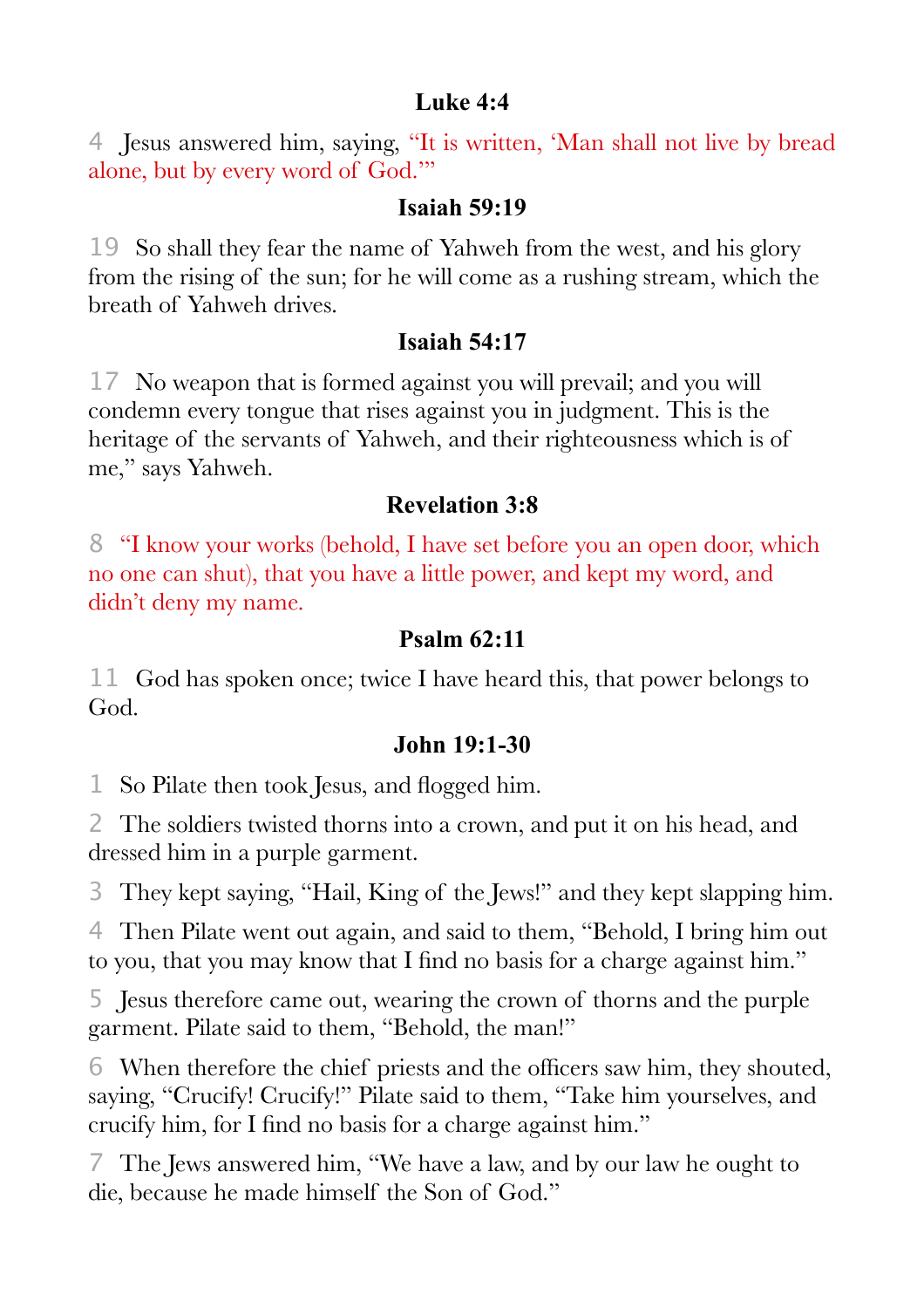**Luke 4:4**

4 Jesus answered him, saying, “It is written, ‘Man shall not live by bread alone, but by every word of God.’”

**Isaiah 59:19**

19 So shall they fear the name of Yahweh from the west, and his glory from the rising of the sun; for he will come as a rushing stream, which the breath of Yahweh drives.

**Isaiah 54:17**

17 No weapon that is formed against you will prevail; and you will condemn every tongue that rises against you in judgment. This is the heritage of the servants of Yahweh, and their righteousness which is of me,” says Yahweh.

**Revelation 3:8**

8 “I know your works (behold, I have set before you an open door, which no one can shut), that you have a little power, and kept my word, and didn’t deny my name.

**Psalm 62:11**

11 God has spoken once; twice I have heard this, that power belongs to God.

**John 19:1-30**

1 So Pilate then took Jesus, and flogged him.

2 The soldiers twisted thorns into a crown, and put it on his head, and dressed him in a purple garment.

3 They kept saying, “Hail, King of the Jews!” and they kept slapping him.

4 Then Pilate went out again, and said to them, “Behold, I bring him out to you, that you may know that I find no basis for a charge against him.”

5 Jesus therefore came out, wearing the crown of thorns and the purple garment. Pilate said to them, “Behold, the man!”

6 When therefore the chief priests and the officers saw him, they shouted, saying, “Crucify! Crucify!” Pilate said to them, “Take him yourselves, and crucify him, for I find no basis for a charge against him.”

7 The Jews answered him, “We have a law, and by our law he ought to die, because he made himself the Son of God.”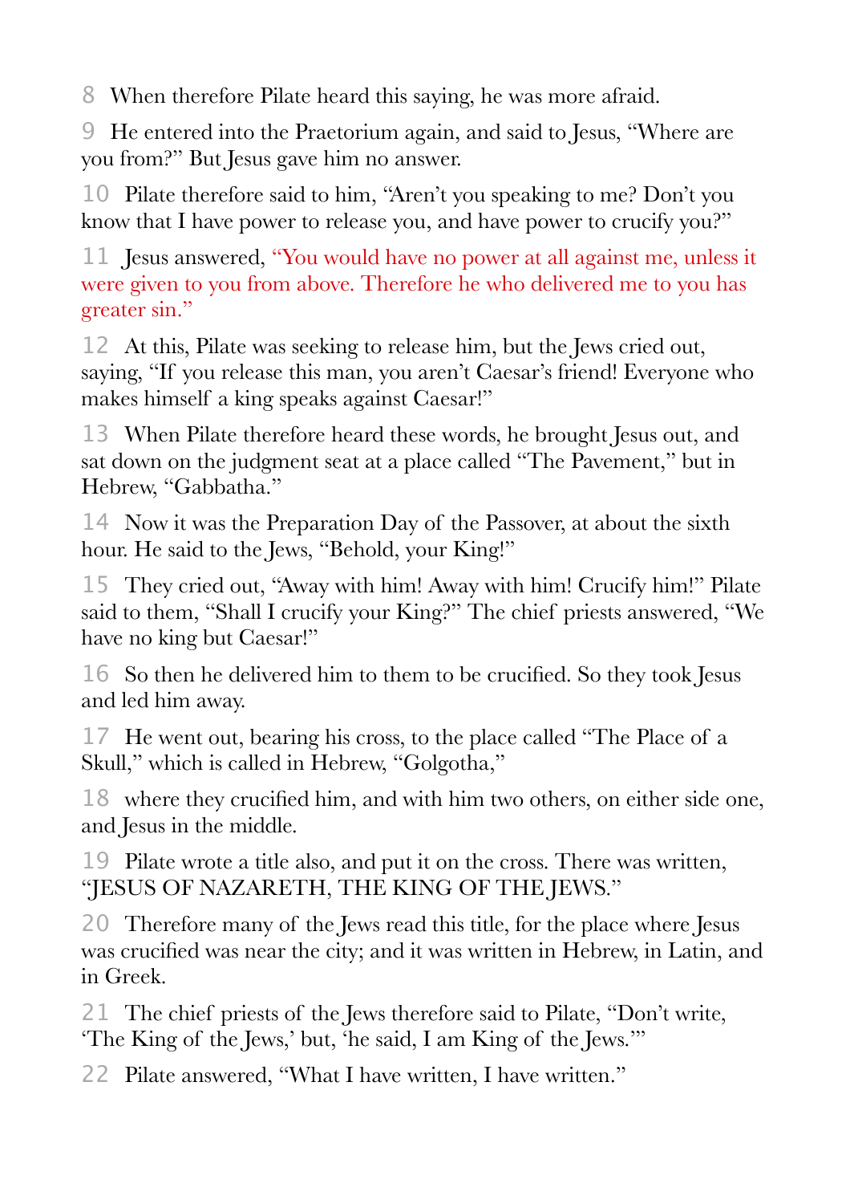8 When therefore Pilate heard this saying, he was more afraid.

9 He entered into the Praetorium again, and said to Jesus, "Where are you from?" But Jesus gave him no answer.

10 Pilate therefore said to him, "Aren't you speaking to me? Don't you know that I have power to release you, and have power to crucify you?"

11 Jesus answered, "You would have no power at all against me, unless it were given to you from above. Therefore he who delivered me to you has greater sin."

12 At this, Pilate was seeking to release him, but the Jews cried out, saying, "If you release this man, you aren't Caesar's friend! Everyone who makes himself a king speaks against Caesar!"

13 When Pilate therefore heard these words, he brought Jesus out, and sat down on the judgment seat at a place called "The Pavement," but in Hebrew, "Gabbatha."

14 Now it was the Preparation Day of the Passover, at about the sixth hour. He said to the Jews, "Behold, your King!"

15 They cried out, "Away with him! Away with him! Crucify him!" Pilate said to them, "Shall I crucify your King?" The chief priests answered, "We have no king but Caesar!"

16 So then he delivered him to them to be crucified. So they took Jesus and led him away.

17 He went out, bearing his cross, to the place called "The Place of a Skull," which is called in Hebrew, "Golgotha,"

18 where they crucified him, and with him two others, on either side one, and Jesus in the middle.

19 Pilate wrote a title also, and put it on the cross. There was written, "JESUS OF NAZARETH, THE KING OF THE JEWS."

20 Therefore many of the Jews read this title, for the place where Jesus was crucified was near the city; and it was written in Hebrew, in Latin, and in Greek.

21 The chief priests of the Jews therefore said to Pilate, "Don't write, 'The King of the Jews,' but, 'he said, I am King of the Jews.'"

22 Pilate answered, "What I have written, I have written."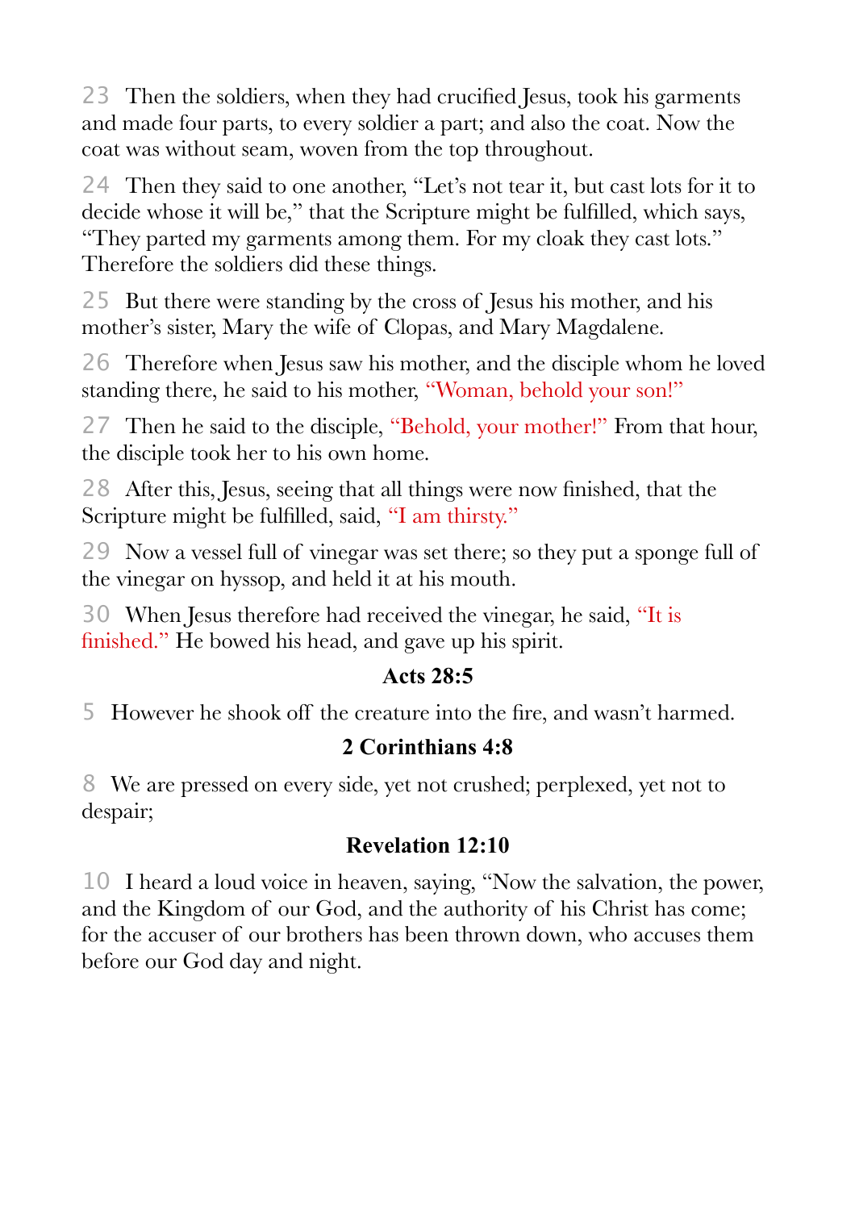23 Then the soldiers, when they had crucified Jesus, took his garments and made four parts, to every soldier a part; and also the coat. Now the coat was without seam, woven from the top throughout.

24 Then they said to one another, "Let's not tear it, but cast lots for it to decide whose it will be," that the Scripture might be fulfilled, which says, "They parted my garments among them. For my cloak they cast lots." Therefore the soldiers did these things.

25 But there were standing by the cross of Jesus his mother, and his mother's sister, Mary the wife of Clopas, and Mary Magdalene.

26 Therefore when Jesus saw his mother, and the disciple whom he loved standing there, he said to his mother, "Woman, behold your son!"

27 Then he said to the disciple, "Behold, your mother!" From that hour, the disciple took her to his own home.

28 After this, Jesus, seeing that all things were now finished, that the Scripture might be fulfilled, said, "I am thirsty."

29 Now a vessel full of vinegar was set there; so they put a sponge full of the vinegar on hyssop, and held it at his mouth.

30 When Jesus therefore had received the vinegar, he said, "It is finished." He bowed his head, and gave up his spirit.

**Acts 28:5**

5 However he shook off the creature into the fire, and wasn't harmed.

**2 Corinthians 4:8**

8 We are pressed on every side, yet not crushed; perplexed, yet not to despair;

**Revelation 12:10**

10 I heard a loud voice in heaven, saying, "Now the salvation, the power, and the Kingdom of our God, and the authority of his Christ has come; for the accuser of our brothers has been thrown down, who accuses them before our God day and night.